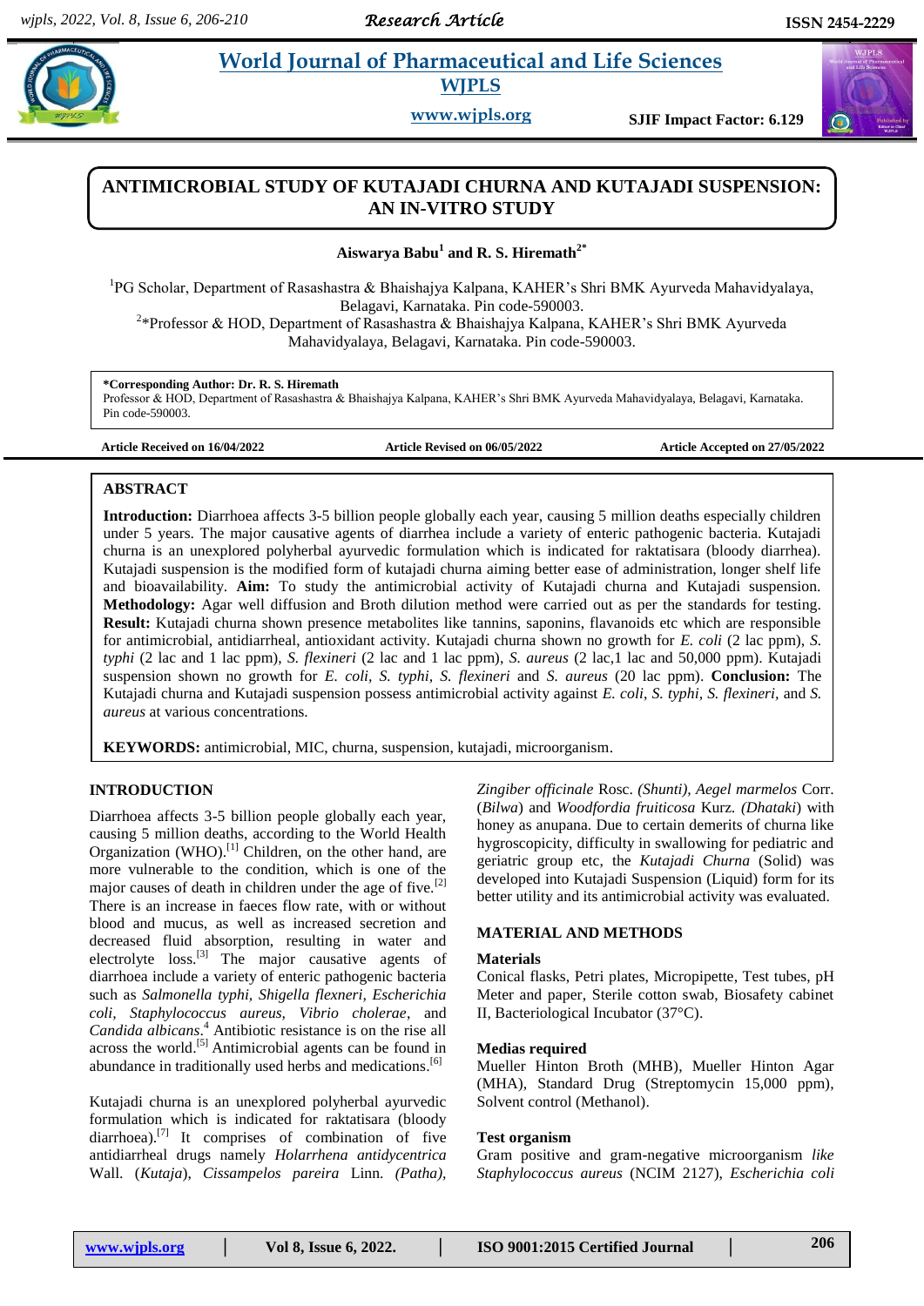# ANTIMICROBIAL STUDY OF KUTAJADI CHURNA AND KUTAJADI SUSPENSION: AN IN-VITRO STUDY

**Aiswarya Babu[1] and R. S. Hiremath[2*]**

[1]PG Scholar, Department of Rasashastra & Bhaishajya Kalpana, KAHER's Shri BMK Ayurveda Mahavidyalaya, Belagavi, Karnataka. Pin code-590003.

[2]*Professor & HOD, Department of Rasashastra & Bhaishajya Kalpana, KAHER's Shri BMK Ayurveda Mahavidyalaya, Belagavi, Karnataka. Pin code-590003.

**\*Corresponding Author: Dr. R. S. Hiremath**
Professor & HOD, Department of Rasashastra & Bhaishajya Kalpana, KAHER's Shri BMK Ayurveda Mahavidyalaya, Belagavi, Karnataka. Pin code-590003.

**Article Received on 16/04/2022** | **Article Revised on 06/05/2022** | **Article Accepted on 27/05/2022**

## ABSTRACT

**Introduction:** Diarrhoea affects 3-5 billion people globally each year, causing 5 million deaths especially children under 5 years. The major causative agents of diarrhea include a variety of enteric pathogenic bacteria. Kutajadi churna is an unexplored polyherbal ayurvedic formulation which is indicated for raktatisara (bloody diarrhea). Kutajadi suspension is the modified form of kutajadi churna aiming better ease of administration, longer shelf life and bioavailability. **Aim:** To study the antimicrobial activity of Kutajadi churna and Kutajadi suspension. **Methodology:** Agar well diffusion and Broth dilution method were carried out as per the standards for testing. **Result:** Kutajadi churna shown presence metabolites like tannins, saponins, flavanoids etc which are responsible for antimicrobial, antidiarrheal, antioxidant activity. Kutajadi churna shown no growth for *E. coli* (2 lac ppm), *S. typhi* (2 lac and 1 lac ppm), *S. flexineri* (2 lac and 1 lac ppm), *S. aureus* (2 lac,1 lac and 50,000 ppm). Kutajadi suspension shown no growth for *E. coli, S. typhi, S. flexineri* and *S. aureus* (20 lac ppm). **Conclusion:** The Kutajadi churna and Kutajadi suspension possess antimicrobial activity against *E. coli*, *S. typhi, S. flexineri*, and *S. aureus* at various concentrations.

**KEYWORDS:** antimicrobial, MIC, churna, suspension, kutajadi, microorganism.

## INTRODUCTION

Diarrhoea affects 3-5 billion people globally each year, causing 5 million deaths, according to the World Health Organization (WHO).[1] Children, on the other hand, are more vulnerable to the condition, which is one of the major causes of death in children under the age of five.[2] There is an increase in faeces flow rate, with or without blood and mucus, as well as increased secretion and decreased fluid absorption, resulting in water and electrolyte loss.[3] The major causative agents of diarrhoea include a variety of enteric pathogenic bacteria such as *Salmonella typhi, Shigella flexneri, Escherichia coli, Staphylococcus aureus, Vibrio cholerae*, and *Candida albicans*.[4] Antibiotic resistance is on the rise all across the world.[5] Antimicrobial agents can be found in abundance in traditionally used herbs and medications.[6]

Kutajadi churna is an unexplored polyherbal ayurvedic formulation which is indicated for raktatisara (bloody diarrhoea).[7] It comprises of combination of five antidiarrheal drugs namely *Holarrhena antidycentrica* Wall. (*Kutaja*), *Cissampelos pareira* Linn. *(Patha), Zingiber officinale* Rosc. *(Shunti), Aegel marmelos* Corr. (*Bilwa*) and *Woodfordia fruiticosa* Kurz. *(Dhataki*) with honey as anupana. Due to certain demerits of churna like hygroscopicity, difficulty in swallowing for pediatric and geriatric group etc, the *Kutajadi Churna* (Solid) was developed into Kutajadi Suspension (Liquid) form for its better utility and its antimicrobial activity was evaluated.

## MATERIAL AND METHODS

### Materials

Conical flasks, Petri plates, Micropipette, Test tubes, pH Meter and paper, Sterile cotton swab, Biosafety cabinet II, Bacteriological Incubator (37°C).

### Medias required

Mueller Hinton Broth (MHB), Mueller Hinton Agar (MHA), Standard Drug (Streptomycin 15,000 ppm), Solvent control (Methanol).

### Test organism

Gram positive and gram-negative microorganism *like Staphylococcus aureus* (NCIM 2127), *Escherichia coli*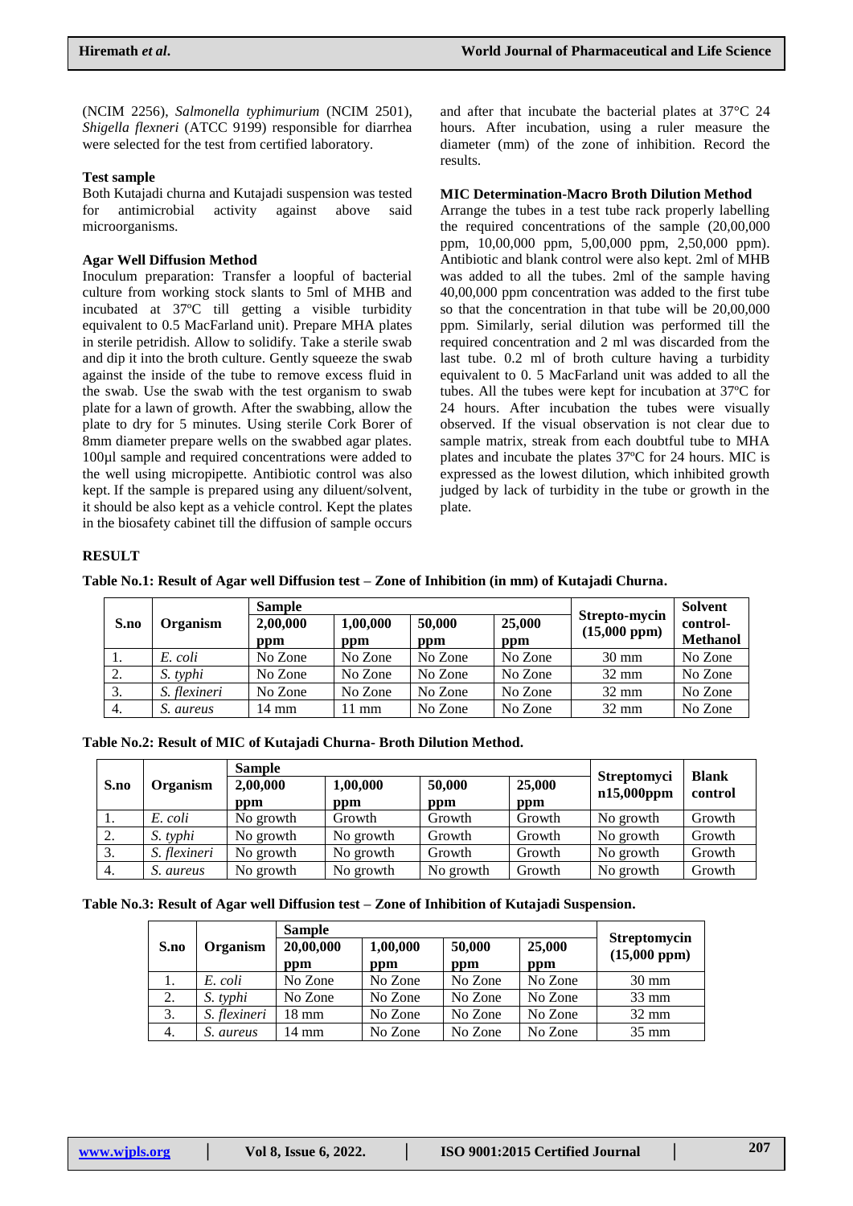(NCIM 2256), *Salmonella typhimurium* (NCIM 2501), *Shigella flexneri* (ATCC 9199) responsible for diarrhea were selected for the test from certified laboratory.

**Test sample**

Both Kutajadi churna and Kutajadi suspension was tested for antimicrobial activity against above said microorganisms.

**Agar Well Diffusion Method**

Inoculum preparation: Transfer a loopful of bacterial culture from working stock slants to 5ml of MHB and incubated at 37ºC till getting a visible turbidity equivalent to 0.5 MacFarland unit). Prepare MHA plates in sterile petridish. Allow to solidify. Take a sterile swab and dip it into the broth culture. Gently squeeze the swab against the inside of the tube to remove excess fluid in the swab. Use the swab with the test organism to swab plate for a lawn of growth. After the swabbing, allow the plate to dry for 5 minutes. Using sterile Cork Borer of 8mm diameter prepare wells on the swabbed agar plates. 100µl sample and required concentrations were added to the well using micropipette. Antibiotic control was also kept. If the sample is prepared using any diluent/solvent, it should be also kept as a vehicle control. Kept the plates in the biosafety cabinet till the diffusion of sample occurs and after that incubate the bacterial plates at 37°C 24 hours. After incubation, using a ruler measure the diameter (mm) of the zone of inhibition. Record the results.

**MIC Determination-Macro Broth Dilution Method**

Arrange the tubes in a test tube rack properly labelling the required concentrations of the sample (20,00,000 ppm, 10,00,000 ppm, 5,00,000 ppm, 2,50,000 ppm). Antibiotic and blank control were also kept. 2ml of MHB was added to all the tubes. 2ml of the sample having 40,00,000 ppm concentration was added to the first tube so that the concentration in that tube will be 20,00,000 ppm. Similarly, serial dilution was performed till the required concentration and 2 ml was discarded from the last tube. 0.2 ml of broth culture having a turbidity equivalent to 0. 5 MacFarland unit was added to all the tubes. All the tubes were kept for incubation at 37ºC for 24 hours. After incubation the tubes were visually observed. If the visual observation is not clear due to sample matrix, streak from each doubtful tube to MHA plates and incubate the plates 37ºC for 24 hours. MIC is expressed as the lowest dilution, which inhibited growth judged by lack of turbidity in the tube or growth in the plate.

**RESULT**

**Table No.1: Result of Agar well Diffusion test – Zone of Inhibition (in mm) of Kutajadi Churna.**

| S.no | Organism | Sample | | | | Strepto-mycin (15,000 ppm) | Solvent control-Methanol |
|---|---|---|---|---|---|---|---|
| | | 2,00,000 ppm | 1,00,000 ppm | 50,000 ppm | 25,000 ppm | | |
| 1. | *E. coli* | No Zone | No Zone | No Zone | No Zone | 30 mm | No Zone |
| 2. | *S. typhi* | No Zone | No Zone | No Zone | No Zone | 32 mm | No Zone |
| 3. | *S. flexineri* | No Zone | No Zone | No Zone | No Zone | 32 mm | No Zone |
| 4. | *S. aureus* | 14 mm | 11 mm | No Zone | No Zone | 32 mm | No Zone |

**Table No.2: Result of MIC of Kutajadi Churna- Broth Dilution Method.**

| S.no | Organism | Sample | | | | Streptomycin 15,000ppm | Blank control |
|---|---|---|---|---|---|---|---|
| | | 2,00,000 ppm | 1,00,000 ppm | 50,000 ppm | 25,000 ppm | | |
| 1. | *E. coli* | No growth | Growth | Growth | Growth | No growth | Growth |
| 2. | *S. typhi* | No growth | No growth | Growth | Growth | No growth | Growth |
| 3. | *S. flexineri* | No growth | No growth | Growth | Growth | No growth | Growth |
| 4. | *S. aureus* | No growth | No growth | No growth | Growth | No growth | Growth |

**Table No.3: Result of Agar well Diffusion test – Zone of Inhibition of Kutajadi Suspension.**

| S.no | Organism | Sample | | | | Streptomycin (15,000 ppm) |
|---|---|---|---|---|---|---|
| | | 20,00,000 ppm | 1,00,000 ppm | 50,000 ppm | 25,000 ppm | |
| 1. | *E. coli* | No Zone | No Zone | No Zone | No Zone | 30 mm |
| 2. | *S. typhi* | No Zone | No Zone | No Zone | No Zone | 33 mm |
| 3. | *S. flexineri* | 18 mm | No Zone | No Zone | No Zone | 32 mm |
| 4. | *S. aureus* | 14 mm | No Zone | No Zone | No Zone | 35 mm |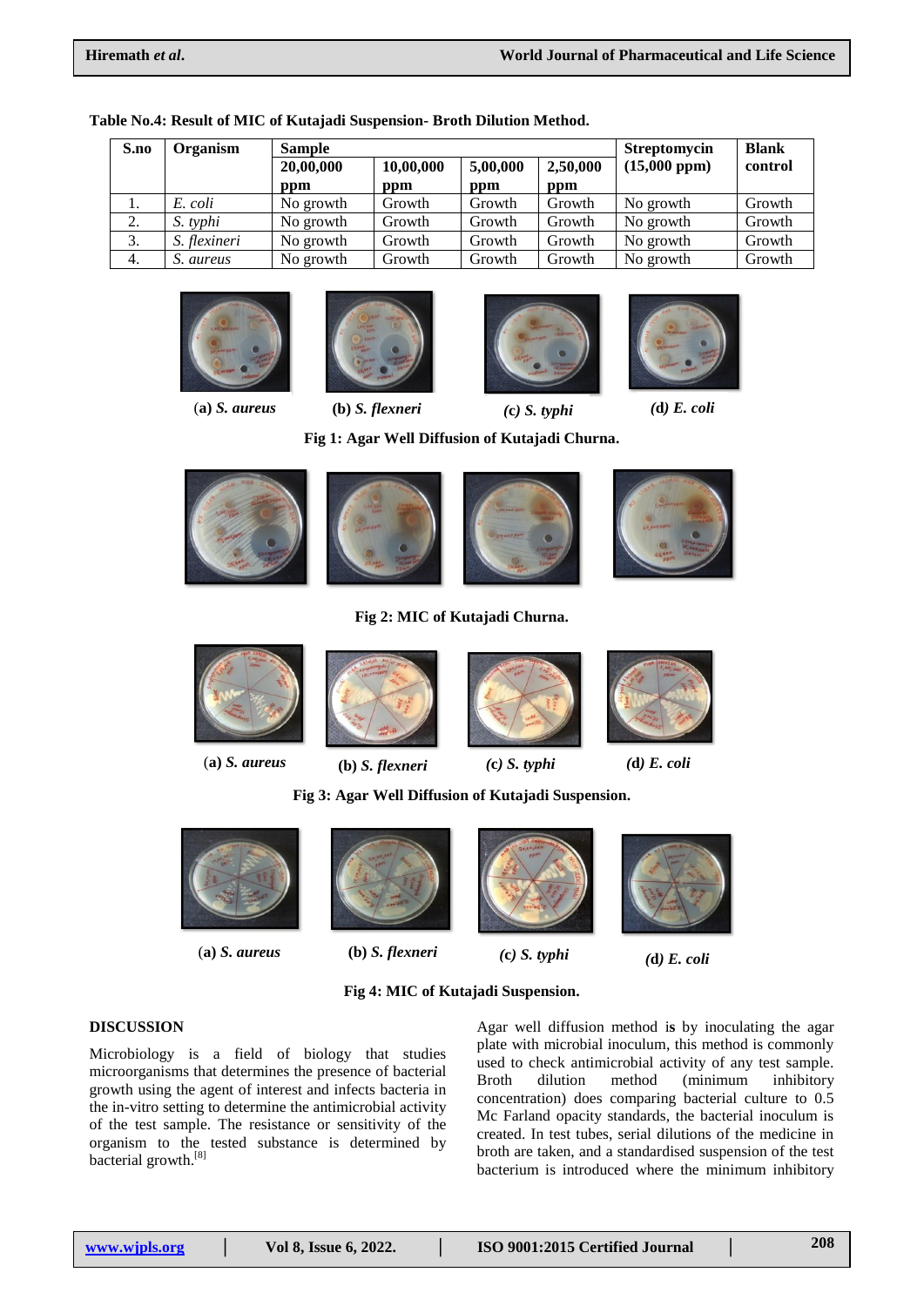**Table No.4: Result of MIC of Kutajadi Suspension- Broth Dilution Method.**

| S.no | Organism | Sample | | | | Streptomycin (15,000 ppm) | Blank control |
|---|---|---|---|---|---|---|---|
| | | 20,00,000 ppm | 10,00,000 ppm | 5,00,000 ppm | 2,50,000 ppm | | |
| 1. | *E. coli* | No growth | Growth | Growth | Growth | No growth | Growth |
| 2. | *S. typhi* | No growth | Growth | Growth | Growth | No growth | Growth |
| 3. | *S. flexineri* | No growth | Growth | Growth | Growth | No growth | Growth |
| 4. | *S. aureus* | No growth | Growth | Growth | Growth | No growth | Growth |

(a) ***S. aureus*** (b) ***S. flexneri*** (c) ***S. typhi*** (d) ***E. coli***

**Fig 1: Agar Well Diffusion of Kutajadi Churna.**

**Fig 2: MIC of Kutajadi Churna.**

(a) ***S. aureus*** (b) ***S. flexneri*** (c) ***S. typhi*** (d) ***E. coli***

**Fig 3: Agar Well Diffusion of Kutajadi Suspension.**

(a) ***S. aureus*** (b) ***S. flexneri*** (c) ***S. typhi*** (d) ***E. coli***

**Fig 4: MIC of Kutajadi Suspension.**

## DISCUSSION

Microbiology is a field of biology that studies microorganisms that determines the presence of bacterial growth using the agent of interest and infects bacteria in the in-vitro setting to determine the antimicrobial activity of the test sample. The resistance or sensitivity of the organism to the tested substance is determined by bacterial growth.[8]

Agar well diffusion method is by inoculating the agar plate with microbial inoculum, this method is commonly used to check antimicrobial activity of any test sample. Broth dilution method (minimum inhibitory concentration) does comparing bacterial culture to 0.5 Mc Farland opacity standards, the bacterial inoculum is created. In test tubes, serial dilutions of the medicine in broth are taken, and a standardised suspension of the test bacterium is introduced where the minimum inhibitory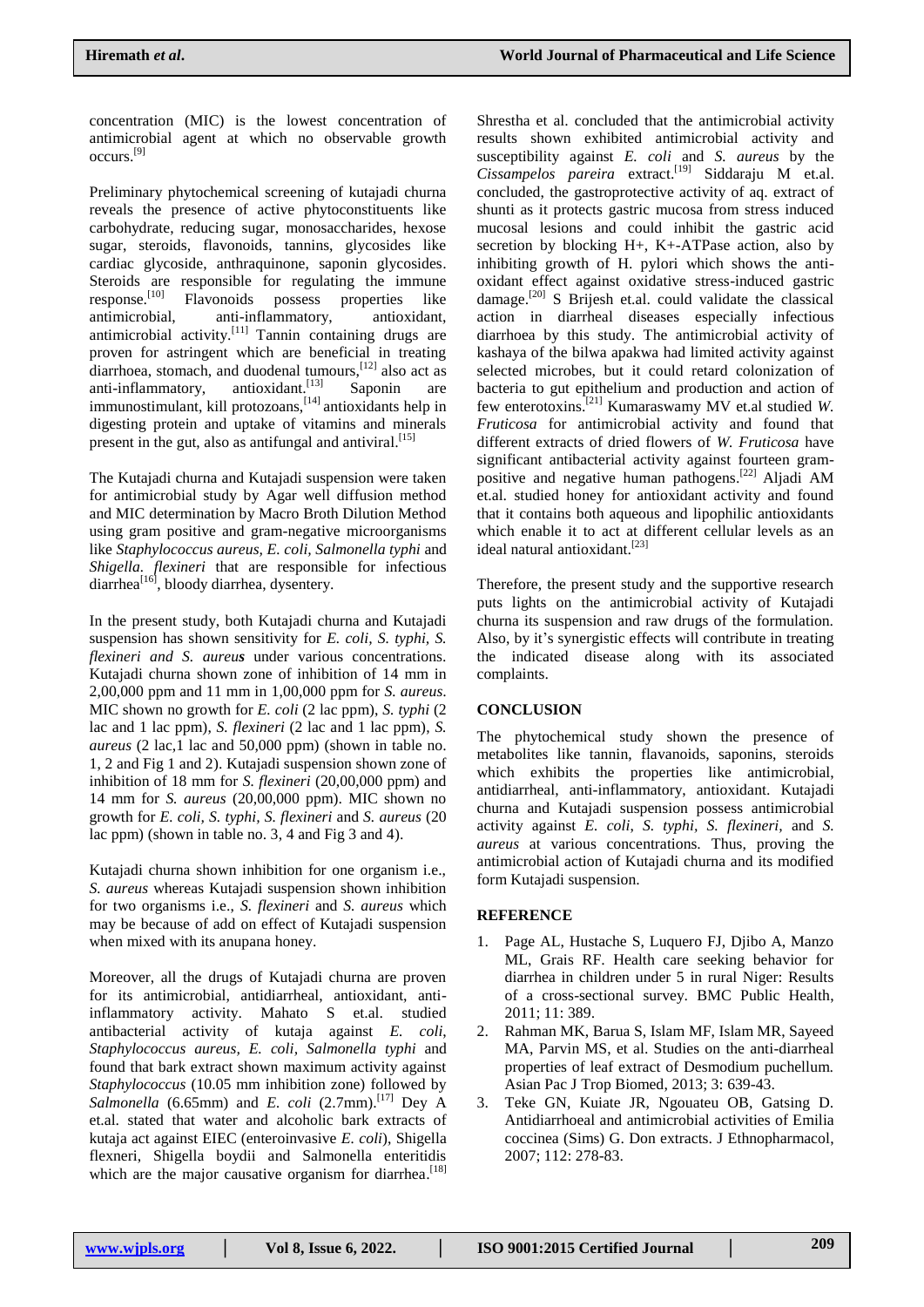concentration (MIC) is the lowest concentration of antimicrobial agent at which no observable growth occurs.[9]

Preliminary phytochemical screening of kutajadi churna reveals the presence of active phytoconstituents like carbohydrate, reducing sugar, monosaccharides, hexose sugar, steroids, flavonoids, tannins, glycosides like cardiac glycoside, anthraquinone, saponin glycosides. Steroids are responsible for regulating the immune response.[10] Flavonoids possess properties like antimicrobial, anti-inflammatory, antioxidant, antimicrobial activity.[11] Tannin containing drugs are proven for astringent which are beneficial in treating diarrhoea, stomach, and duodenal tumours,[12] also act as anti-inflammatory, antioxidant.[13] Saponin are immunostimulant, kill protozoans,[14] antioxidants help in digesting protein and uptake of vitamins and minerals present in the gut, also as antifungal and antiviral.[15]

The Kutajadi churna and Kutajadi suspension were taken for antimicrobial study by Agar well diffusion method and MIC determination by Macro Broth Dilution Method using gram positive and gram-negative microorganisms like *Staphylococcus aureus, E. coli, Salmonella typhi* and *Shigella. flexineri* that are responsible for infectious diarrhea[16], bloody diarrhea, dysentery.

In the present study, both Kutajadi churna and Kutajadi suspension has shown sensitivity for *E. coli, S. typhi, S. flexineri and S. aureus* under various concentrations. Kutajadi churna shown zone of inhibition of 14 mm in 2,00,000 ppm and 11 mm in 1,00,000 ppm for *S. aureus.* MIC shown no growth for *E. coli* (2 lac ppm), *S. typhi* (2 lac and 1 lac ppm), *S. flexineri* (2 lac and 1 lac ppm), *S. aureus* (2 lac,1 lac and 50,000 ppm) (shown in table no. 1, 2 and Fig 1 and 2). Kutajadi suspension shown zone of inhibition of 18 mm for *S. flexineri* (20,00,000 ppm) and 14 mm for *S. aureus* (20,00,000 ppm). MIC shown no growth for *E. coli, S. typhi, S. flexineri* and *S. aureus* (20 lac ppm) (shown in table no. 3, 4 and Fig 3 and 4).

Kutajadi churna shown inhibition for one organism i.e., *S. aureus* whereas Kutajadi suspension shown inhibition for two organisms i.e., *S. flexineri* and *S. aureus* which may be because of add on effect of Kutajadi suspension when mixed with its anupana honey.

Moreover, all the drugs of Kutajadi churna are proven for its antimicrobial, antidiarrheal, antioxidant, anti-inflammatory activity. Mahato S et.al. studied antibacterial activity of kutaja against *E. coli, Staphylococcus aureus, E. coli, Salmonella typhi* and found that bark extract shown maximum activity against *Staphylococcus* (10.05 mm inhibition zone) followed by *Salmonella* (6.65mm) and *E. coli* (2.7mm).[17] Dey A et.al. stated that water and alcoholic bark extracts of kutaja act against EIEC (enteroinvasive *E. coli*), Shigella flexneri, Shigella boydii and Salmonella enteritidis which are the major causative organism for diarrhea.[18] Shrestha et al. concluded that the antimicrobial activity results shown exhibited antimicrobial activity and susceptibility against *E. coli* and *S. aureus* by the *Cissampelos pareira* extract.[19] Siddaraju M et.al. concluded, the gastroprotective activity of aq. extract of shunti as it protects gastric mucosa from stress induced mucosal lesions and could inhibit the gastric acid secretion by blocking H+, K+-ATPase action, also by inhibiting growth of H. pylori which shows the anti-oxidant effect against oxidative stress-induced gastric damage.[20] S Brijesh et.al. could validate the classical action in diarrheal diseases especially infectious diarrhoea by this study. The antimicrobial activity of kashaya of the bilwa apakwa had limited activity against selected microbes, but it could retard colonization of bacteria to gut epithelium and production and action of few enterotoxins.[21] Kumaraswamy MV et.al studied *W. Fruticosa* for antimicrobial activity and found that different extracts of dried flowers of *W. Fruticosa* have significant antibacterial activity against fourteen gram-positive and negative human pathogens.[22] Aljadi AM et.al. studied honey for antioxidant activity and found that it contains both aqueous and lipophilic antioxidants which enable it to act at different cellular levels as an ideal natural antioxidant.[23]

Therefore, the present study and the supportive research puts lights on the antimicrobial activity of Kutajadi churna its suspension and raw drugs of the formulation. Also, by it's synergistic effects will contribute in treating the indicated disease along with its associated complaints.

## CONCLUSION

The phytochemical study shown the presence of metabolites like tannin, flavanoids, saponins, steroids which exhibits the properties like antimicrobial, antidiarrheal, anti-inflammatory, antioxidant. Kutajadi churna and Kutajadi suspension possess antimicrobial activity against *E. coli*, *S. typhi*, *S. flexineri*, and *S. aureus* at various concentrations. Thus, proving the antimicrobial action of Kutajadi churna and its modified form Kutajadi suspension.

## REFERENCE

1. Page AL, Hustache S, Luquero FJ, Djibo A, Manzo ML, Grais RF. Health care seeking behavior for diarrhea in children under 5 in rural Niger: Results of a cross-sectional survey. BMC Public Health, 2011; 11: 389.
2. Rahman MK, Barua S, Islam MF, Islam MR, Sayeed MA, Parvin MS, et al. Studies on the anti-diarrheal properties of leaf extract of Desmodium puchellum. Asian Pac J Trop Biomed, 2013; 3: 639-43.
3. Teke GN, Kuiate JR, Ngouateu OB, Gatsing D. Antidiarrhoeal and antimicrobial activities of Emilia coccinea (Sims) G. Don extracts. J Ethnopharmacol, 2007; 112: 278-83.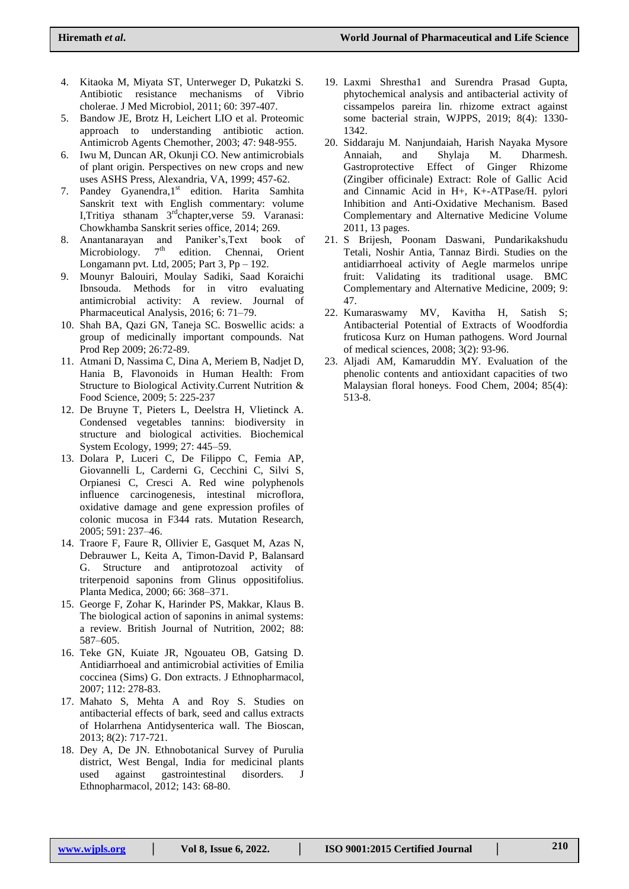4. Kitaoka M, Miyata ST, Unterweger D, Pukatzki S. Antibiotic resistance mechanisms of Vibrio cholerae. J Med Microbiol, 2011; 60: 397-407.
5. Bandow JE, Brotz H, Leichert LIO et al. Proteomic approach to understanding antibiotic action. Antimicrob Agents Chemother, 2003; 47: 948-955.
6. Iwu M, Duncan AR, Okunji CO. New antimicrobials of plant origin. Perspectives on new crops and new uses ASHS Press, Alexandria, VA, 1999; 457-62.
7. Pandey Gyanendra,1st edition. Harita Samhita Sanskrit text with English commentary: volume I,Tritiya sthanam 3rdchapter,verse 59. Varanasi: Chowkhamba Sanskrit series office, 2014; 269.
8. Anantanarayan and Paniker's,Text book of Microbiology. 7th edition. Chennai, Orient Longamann pvt. Ltd, 2005; Part 3, Pp – 192.
9. Mounyr Balouiri, Moulay Sadiki, Saad Koraichi Ibnsouda. Methods for in vitro evaluating antimicrobial activity: A review. Journal of Pharmaceutical Analysis, 2016; 6: 71–79.
10. Shah BA, Qazi GN, Taneja SC. Boswellic acids: a group of medicinally important compounds. Nat Prod Rep 2009; 26:72-89.
11. Atmani D, Nassima C, Dina A, Meriem B, Nadjet D, Hania B, Flavonoids in Human Health: From Structure to Biological Activity.Current Nutrition & Food Science, 2009; 5: 225-237
12. De Bruyne T, Pieters L, Deelstra H, Vlietinck A. Condensed vegetables tannins: biodiversity in structure and biological activities. Biochemical System Ecology, 1999; 27: 445–59.
13. Dolara P, Luceri C, De Filippo C, Femia AP, Giovannelli L, Carderni G, Cecchini C, Silvi S, Orpianesi C, Cresci A. Red wine polyphenols influence carcinogenesis, intestinal microflora, oxidative damage and gene expression profiles of colonic mucosa in F344 rats. Mutation Research, 2005; 591: 237–46.
14. Traore F, Faure R, Ollivier E, Gasquet M, Azas N, Debrauwer L, Keita A, Timon-David P, Balansard G. Structure and antiprotozoal activity of triterpenoid saponins from Glinus oppositifolius. Planta Medica, 2000; 66: 368–371.
15. George F, Zohar K, Harinder PS, Makkar, Klaus B. The biological action of saponins in animal systems: a review. British Journal of Nutrition, 2002; 88: 587–605.
16. Teke GN, Kuiate JR, Ngouateu OB, Gatsing D. Antidiarrhoeal and antimicrobial activities of Emilia coccinea (Sims) G. Don extracts. J Ethnopharmacol, 2007; 112: 278-83.
17. Mahato S, Mehta A and Roy S. Studies on antibacterial effects of bark, seed and callus extracts of Holarrhena Antidysenterica wall. The Bioscan, 2013; 8(2): 717-721.
18. Dey A, De JN. Ethnobotanical Survey of Purulia district, West Bengal, India for medicinal plants used against gastrointestinal disorders. J Ethnopharmacol, 2012; 143: 68-80.
19. Laxmi Shrestha1 and Surendra Prasad Gupta, phytochemical analysis and antibacterial activity of cissampelos pareira lin. rhizome extract against some bacterial strain, WJPPS, 2019; 8(4): 1330-1342.
20. Siddaraju M. Nanjundaiah, Harish Nayaka Mysore Annaiah, and Shylaja M. Dharmesh. Gastroprotective Effect of Ginger Rhizome (Zingiber officinale) Extract: Role of Gallic Acid and Cinnamic Acid in H+, K+-ATPase/H. pylori Inhibition and Anti-Oxidative Mechanism. Based Complementary and Alternative Medicine Volume 2011, 13 pages.
21. S Brijesh, Poonam Daswani, Pundarikakshudu Tetali, Noshir Antia, Tannaz Birdi. Studies on the antidiarrhoeal activity of Aegle marmelos unripe fruit: Validating its traditional usage. BMC Complementary and Alternative Medicine, 2009; 9: 47.
22. Kumaraswamy MV, Kavitha H, Satish S; Antibacterial Potential of Extracts of Woodfordia fruticosa Kurz on Human pathogens. Word Journal of medical sciences, 2008; 3(2): 93-96.
23. Aljadi AM, Kamaruddin MY. Evaluation of the phenolic contents and antioxidant capacities of two Malaysian floral honeys. Food Chem, 2004; 85(4): 513-8.